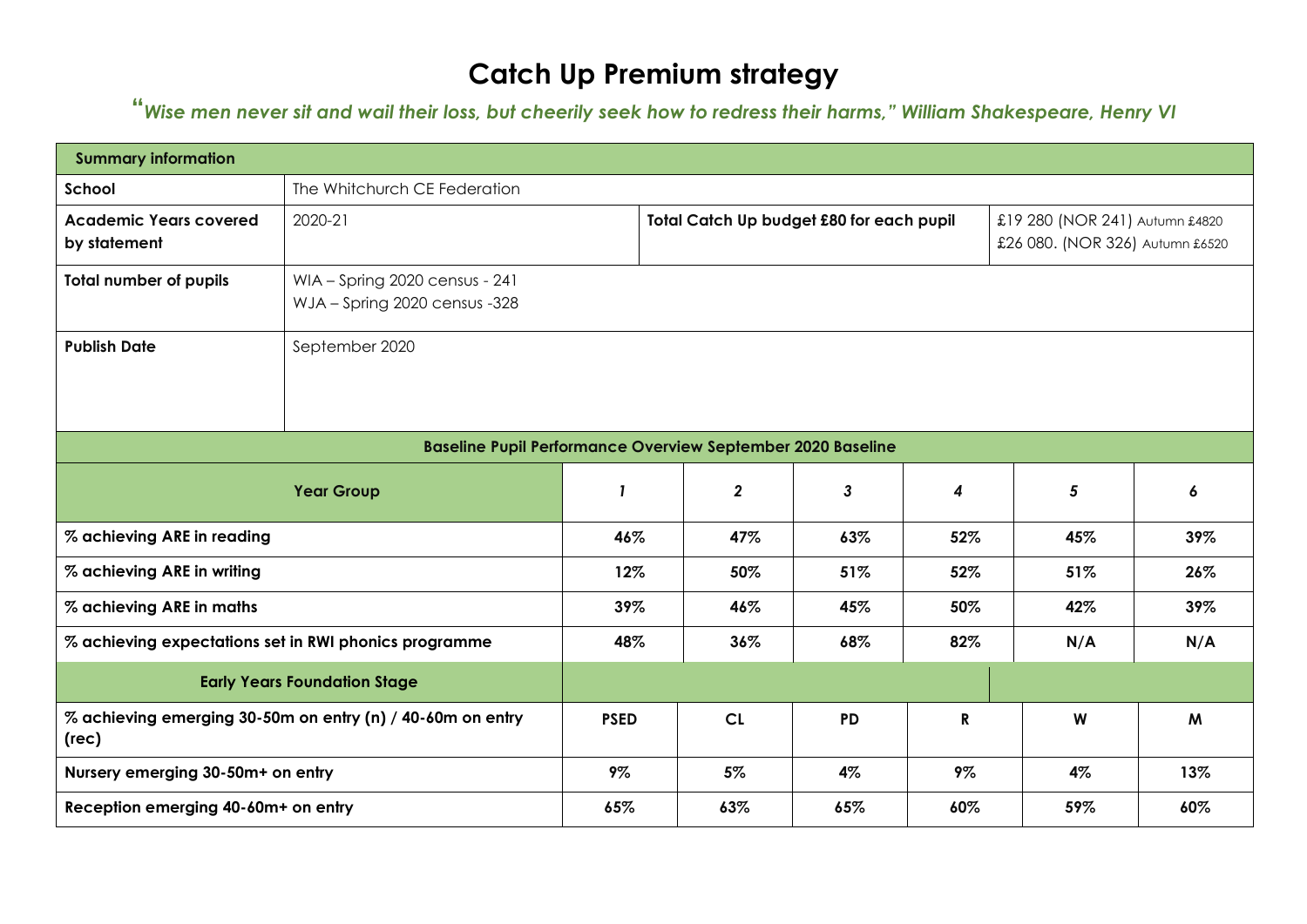# Catch Up Premium strategy

*"Wise men never sit and wail their loss, but cheerily seek how to redress their harms," William Shakespeare, Henry VI*

| **Summary information** | | | |
|---|---|---|---|
| **School** | The Whitchurch CE Federation | | |
| **Academic Years covered by statement** | 2020-21 | **Total Catch Up budget £80 for each pupil** | £19 280 (NOR 241) Autumn £4820<br>£26 080. (NOR 326) Autumn £6520 |
| **Total number of pupils** | WIA – Spring 2020 census - 241<br>WJA – Spring 2020 census -328 | | |
| **Publish Date** | September 2020 | | |

| **Baseline Pupil Performance Overview September 2020 Baseline** | | | | | | |
|---|---|---|---|---|---|---|
| **Year Group** | ***1*** | ***2*** | ***3*** | ***4*** | ***5*** | ***6*** |
| **% achieving ARE in reading** | **46%** | **47%** | **63%** | **52%** | **45%** | **39%** |
| **% achieving ARE in writing** | **12%** | **50%** | **51%** | **52%** | **51%** | **26%** |
| **% achieving ARE in maths** | **39%** | **46%** | **45%** | **50%** | **42%** | **39%** |
| **% achieving expectations set in RWI phonics programme** | **48%** | **36%** | **68%** | **82%** | **N/A** | **N/A** |
| **Early Years Foundation Stage** | | | | | | |
| **% achieving emerging 30-50m on entry (n) / 40-60m on entry (rec)** | **PSED** | **CL** | **PD** | **R** | **W** | **M** |
| **Nursery emerging 30-50m+ on entry** | **9%** | **5%** | **4%** | **9%** | **4%** | **13%** |
| **Reception emerging 40-60m+ on entry** | **65%** | **63%** | **65%** | **60%** | **59%** | **60%** |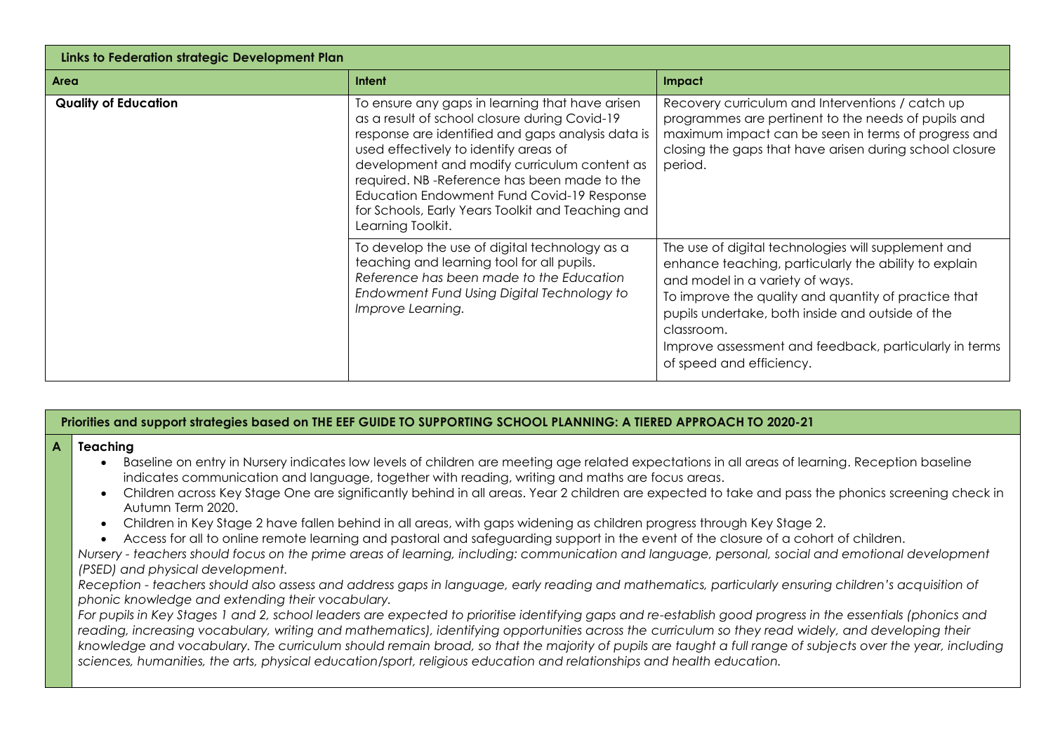| Links to Federation strategic Development Plan | | |
|---|---|---|
| **Area** | **Intent** | **Impact** |
| **Quality of Education** | To ensure any gaps in learning that have arisen as a result of school closure during Covid-19 response are identified and gaps analysis data is used effectively to identify areas of development and modify curriculum content as required. NB -Reference has been made to the Education Endowment Fund Covid-19 Response for Schools, Early Years Toolkit and Teaching and Learning Toolkit. | Recovery curriculum and Interventions / catch up programmes are pertinent to the needs of pupils and maximum impact can be seen in terms of progress and closing the gaps that have arisen during school closure period. |
| | To develop the use of digital technology as a teaching and learning tool for all pupils. *Reference has been made to the Education Endowment Fund Using Digital Technology to Improve Learning.* | The use of digital technologies will supplement and enhance teaching, particularly the ability to explain and model in a variety of ways. To improve the quality and quantity of practice that pupils undertake, both inside and outside of the classroom. Improve assessment and feedback, particularly in terms of speed and efficiency. |

**Priorities and support strategies based on THE EEF GUIDE TO SUPPORTING SCHOOL PLANNING: A TIERED APPROACH TO 2020-21**

**A Teaching**

- Baseline on entry in Nursery indicates low levels of children are meeting age related expectations in all areas of learning. Reception baseline indicates communication and language, together with reading, writing and maths are focus areas.
- Children across Key Stage One are significantly behind in all areas. Year 2 children are expected to take and pass the phonics screening check in Autumn Term 2020.
- Children in Key Stage 2 have fallen behind in all areas, with gaps widening as children progress through Key Stage 2.
- Access for all to online remote learning and pastoral and safeguarding support in the event of the closure of a cohort of children.

*Nursery - teachers should focus on the prime areas of learning, including: communication and language, personal, social and emotional development (PSED) and physical development.*

*Reception - teachers should also assess and address gaps in language, early reading and mathematics, particularly ensuring children's acquisition of phonic knowledge and extending their vocabulary.*

*For pupils in Key Stages 1 and 2, school leaders are expected to prioritise identifying gaps and re-establish good progress in the essentials (phonics and reading, increasing vocabulary, writing and mathematics), identifying opportunities across the curriculum so they read widely, and developing their knowledge and vocabulary. The curriculum should remain broad, so that the majority of pupils are taught a full range of subjects over the year, including sciences, humanities, the arts, physical education/sport, religious education and relationships and health education.*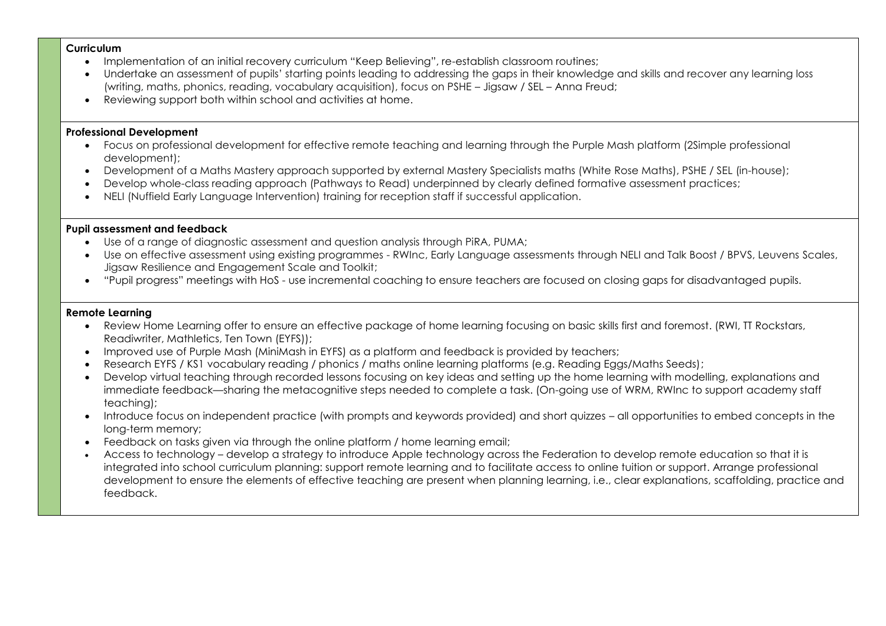**Curriculum**

- Implementation of an initial recovery curriculum "Keep Believing", re-establish classroom routines;
- Undertake an assessment of pupils' starting points leading to addressing the gaps in their knowledge and skills and recover any learning loss (writing, maths, phonics, reading, vocabulary acquisition), focus on PSHE – Jigsaw / SEL – Anna Freud;
- Reviewing support both within school and activities at home.

**Professional Development**

- Focus on professional development for effective remote teaching and learning through the Purple Mash platform (2Simple professional development);
- Development of a Maths Mastery approach supported by external Mastery Specialists maths (White Rose Maths), PSHE / SEL (in-house);
- Develop whole-class reading approach (Pathways to Read) underpinned by clearly defined formative assessment practices;
- NELI (Nuffield Early Language Intervention) training for reception staff if successful application.

**Pupil assessment and feedback**

- Use of a range of diagnostic assessment and question analysis through PiRA, PUMA;
- Use on effective assessment using existing programmes - RWInc, Early Language assessments through NELI and Talk Boost / BPVS, Leuvens Scales, Jigsaw Resilience and Engagement Scale and Toolkit;
- "Pupil progress" meetings with HoS - use incremental coaching to ensure teachers are focused on closing gaps for disadvantaged pupils.

**Remote Learning**

- Review Home Learning offer to ensure an effective package of home learning focusing on basic skills first and foremost. (RWI, TT Rockstars, Readiwriter, Mathletics, Ten Town (EYFS));
- Improved use of Purple Mash (MiniMash in EYFS) as a platform and feedback is provided by teachers;
- Research EYFS / KS1 vocabulary reading / phonics / maths online learning platforms (e.g. Reading Eggs/Maths Seeds);
- Develop virtual teaching through recorded lessons focusing on key ideas and setting up the home learning with modelling, explanations and immediate feedback—sharing the metacognitive steps needed to complete a task. (On-going use of WRM, RWInc to support academy staff teaching);
- Introduce focus on independent practice (with prompts and keywords provided) and short quizzes – all opportunities to embed concepts in the long-term memory;
- Feedback on tasks given via through the online platform / home learning email;
- Access to technology – develop a strategy to introduce Apple technology across the Federation to develop remote education so that it is integrated into school curriculum planning: support remote learning and to facilitate access to online tuition or support. Arrange professional development to ensure the elements of effective teaching are present when planning learning, i.e., clear explanations, scaffolding, practice and feedback.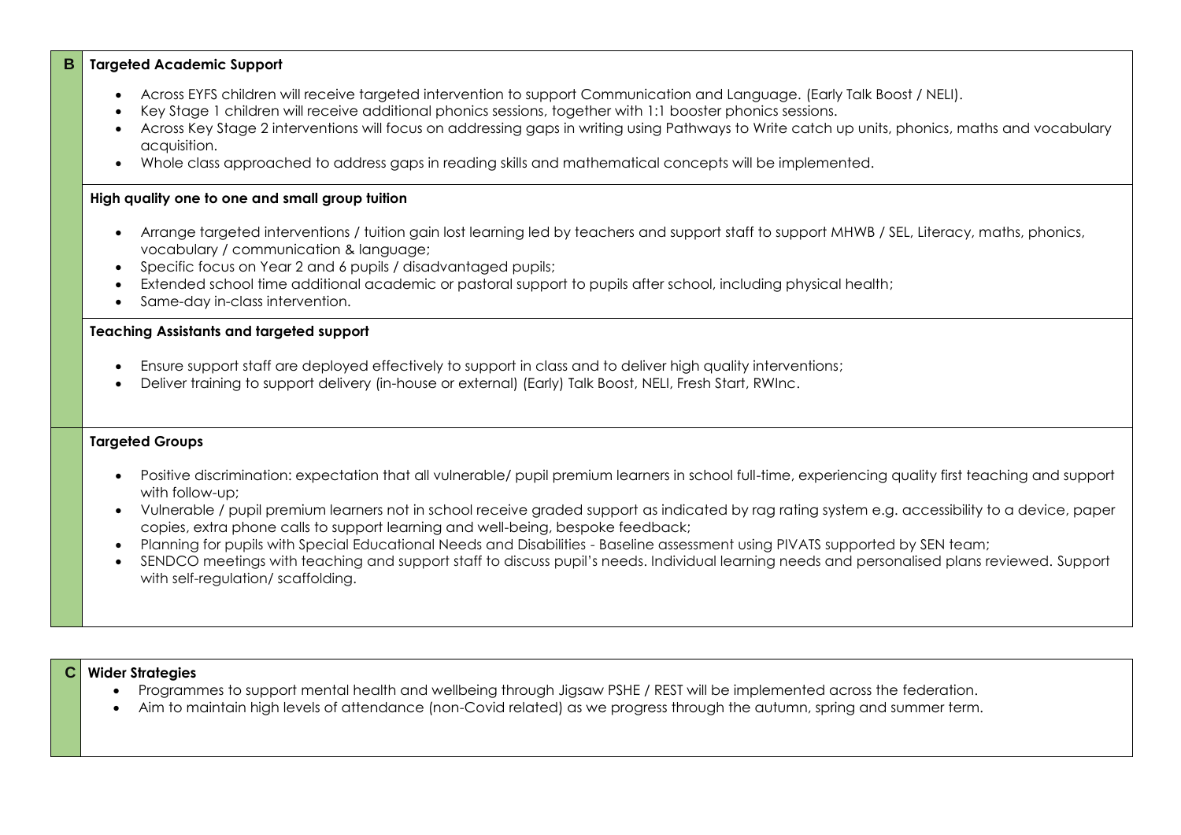| | |
|---|---|
| **B** | **Targeted Academic Support**<br><br>• Across EYFS children will receive targeted intervention to support Communication and Language. (Early Talk Boost / NELI).<br>• Key Stage 1 children will receive additional phonics sessions, together with 1:1 booster phonics sessions.<br>• Across Key Stage 2 interventions will focus on addressing gaps in writing using Pathways to Write catch up units, phonics, maths and vocabulary acquisition.<br>• Whole class approached to address gaps in reading skills and mathematical concepts will be implemented.<br><br>**High quality one to one and small group tuition**<br><br>• Arrange targeted interventions / tuition gain lost learning led by teachers and support staff to support MHWB / SEL, Literacy, maths, phonics, vocabulary / communication & language;<br>• Specific focus on Year 2 and 6 pupils / disadvantaged pupils;<br>• Extended school time additional academic or pastoral support to pupils after school, including physical health;<br>• Same-day in-class intervention.<br><br>**Teaching Assistants and targeted support**<br><br>• Ensure support staff are deployed effectively to support in class and to deliver high quality interventions;<br>• Deliver training to support delivery (in-house or external) (Early) Talk Boost, NELI, Fresh Start, RWInc. |
| | **Targeted Groups**<br><br>• Positive discrimination: expectation that all vulnerable/ pupil premium learners in school full-time, experiencing quality first teaching and support with follow-up;<br>• Vulnerable / pupil premium learners not in school receive graded support as indicated by rag rating system e.g. accessibility to a device, paper copies, extra phone calls to support learning and well-being, bespoke feedback;<br>• Planning for pupils with Special Educational Needs and Disabilities - Baseline assessment using PIVATS supported by SEN team;<br>• SENDCO meetings with teaching and support staff to discuss pupil's needs. Individual learning needs and personalised plans reviewed. Support with self-regulation/ scaffolding. |

| | |
|---|---|
| **C** | **Wider Strategies**<br>• Programmes to support mental health and wellbeing through Jigsaw PSHE / REST will be implemented across the federation.<br>• Aim to maintain high levels of attendance (non-Covid related) as we progress through the autumn, spring and summer term. |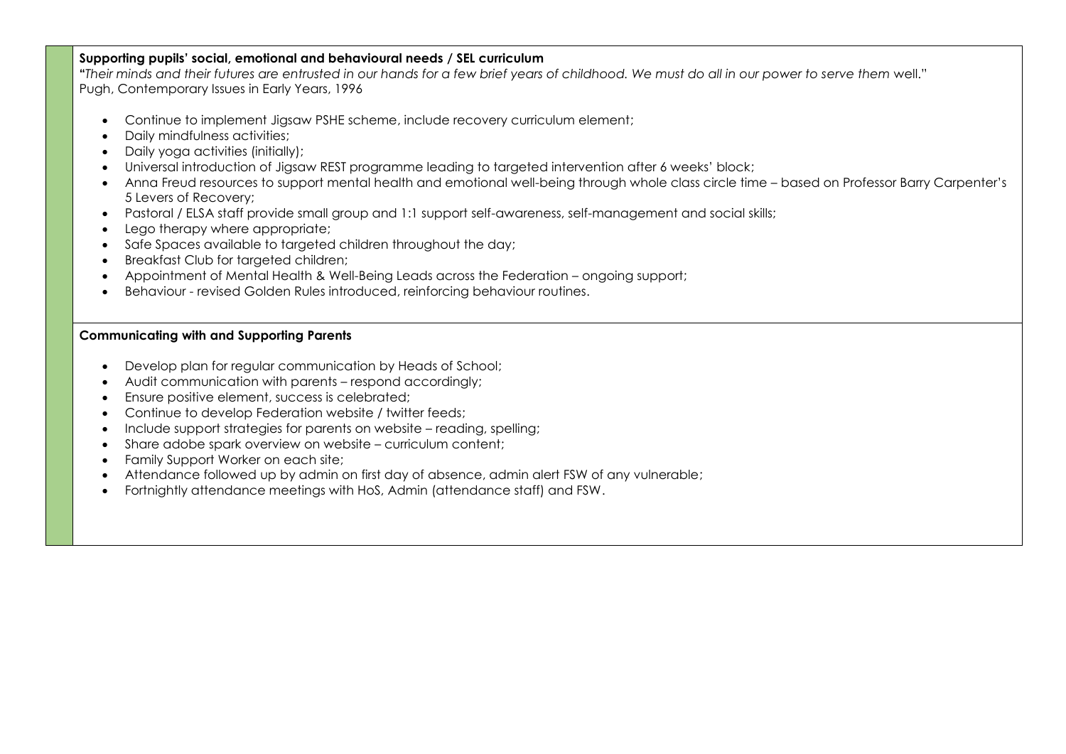**Supporting pupils' social, emotional and behavioural needs / SEL curriculum**

"*Their minds and their futures are entrusted in our hands for a few brief years of childhood. We must do all in our power to serve them* well."
Pugh, Contemporary Issues in Early Years, 1996

- Continue to implement Jigsaw PSHE scheme, include recovery curriculum element;
- Daily mindfulness activities;
- Daily yoga activities (initially);
- Universal introduction of Jigsaw REST programme leading to targeted intervention after 6 weeks' block;
- Anna Freud resources to support mental health and emotional well-being through whole class circle time – based on Professor Barry Carpenter's 5 Levers of Recovery;
- Pastoral / ELSA staff provide small group and 1:1 support self-awareness, self-management and social skills;
- Lego therapy where appropriate;
- Safe Spaces available to targeted children throughout the day;
- Breakfast Club for targeted children;
- Appointment of Mental Health & Well-Being Leads across the Federation – ongoing support;
- Behaviour - revised Golden Rules introduced, reinforcing behaviour routines.

**Communicating with and Supporting Parents**

- Develop plan for regular communication by Heads of School;
- Audit communication with parents – respond accordingly;
- Ensure positive element, success is celebrated;
- Continue to develop Federation website / twitter feeds;
- Include support strategies for parents on website – reading, spelling;
- Share adobe spark overview on website – curriculum content;
- Family Support Worker on each site;
- Attendance followed up by admin on first day of absence, admin alert FSW of any vulnerable;
- Fortnightly attendance meetings with HoS, Admin (attendance staff) and FSW.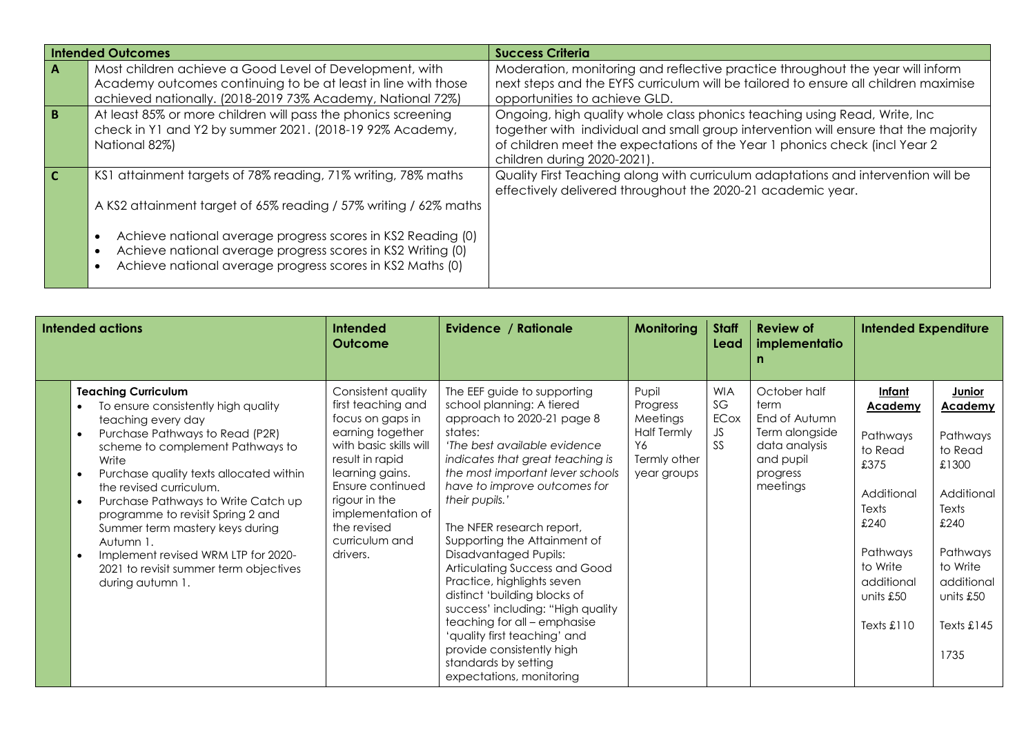| Intended Outcomes | | Success Criteria |
|---|---|---|
| **A** | Most children achieve a Good Level of Development, with Academy outcomes continuing to be at least in line with those achieved nationally. (2018-2019 73% Academy, National 72%) | Moderation, monitoring and reflective practice throughout the year will inform next steps and the EYFS curriculum will be tailored to ensure all children maximise opportunities to achieve GLD. |
| **B** | At least 85% or more children will pass the phonics screening check in Y1 and Y2 by summer 2021. (2018-19 92% Academy, National 82%) | Ongoing, high quality whole class phonics teaching using Read, Write, Inc together with individual and small group intervention will ensure that the majority of children meet the expectations of the Year 1 phonics check (incl Year 2 children during 2020-2021). |
| **C** | KS1 attainment targets of 78% reading, 71% writing, 78% maths<br><br>A KS2 attainment target of 65% reading / 57% writing / 62% maths<br><br>• Achieve national average progress scores in KS2 Reading (0)<br>• Achieve national average progress scores in KS2 Writing (0)<br>• Achieve national average progress scores in KS2 Maths (0) | Quality First Teaching along with curriculum adaptations and intervention will be effectively delivered throughout the 2020-21 academic year. |

| Intended actions | | Intended Outcome | Evidence / Rationale | Monitoring | Staff Lead | Review of implementation | Intended Expenditure | |
|---|---|---|---|---|---|---|---|---|
| | | | | | | | **Infant Academy** | **Junior Academy** |
| | **Teaching Curriculum**<br>• To ensure consistently high quality teaching every day<br>• Purchase Pathways to Read (P2R) scheme to complement Pathways to Write<br>• Purchase quality texts allocated within the revised curriculum.<br>• Purchase Pathways to Write Catch up programme to revisit Spring 2 and Summer term mastery keys during Autumn 1.<br>• Implement revised WRM LTP for 2020-2021 to revisit summer term objectives during autumn 1. | Consistent quality first teaching and focus on gaps in earning together with basic skills will result in rapid learning gains. Ensure continued rigour in the implementation of the revised curriculum and drivers. | The EEF guide to supporting school planning: A tiered approach to 2020-21 page 8 states:<br>*'The best available evidence indicates that great teaching is the most important lever schools have to improve outcomes for their pupils.'*<br><br>The NFER research report, Supporting the Attainment of Disadvantaged Pupils: Articulating Success and Good Practice, highlights seven distinct 'building blocks of success' including: "High quality teaching for all – emphasise 'quality first teaching' and provide consistently high standards by setting expectations, monitoring | Pupil Progress Meetings Half Termly Y6<br>Termly other year groups | WIA<br>SG<br>ECox<br>JS<br>SS | October half term<br>End of Autumn Term alongside data analysis and pupil progress meetings | Pathways to Read £375<br><br>Additional Texts £240<br><br>Pathways to Write additional units £50<br><br>Texts £110 | Pathways to Read £1300<br><br>Additional Texts £240<br><br>Pathways to Write additional units £50<br><br>Texts £145<br><br>1735 |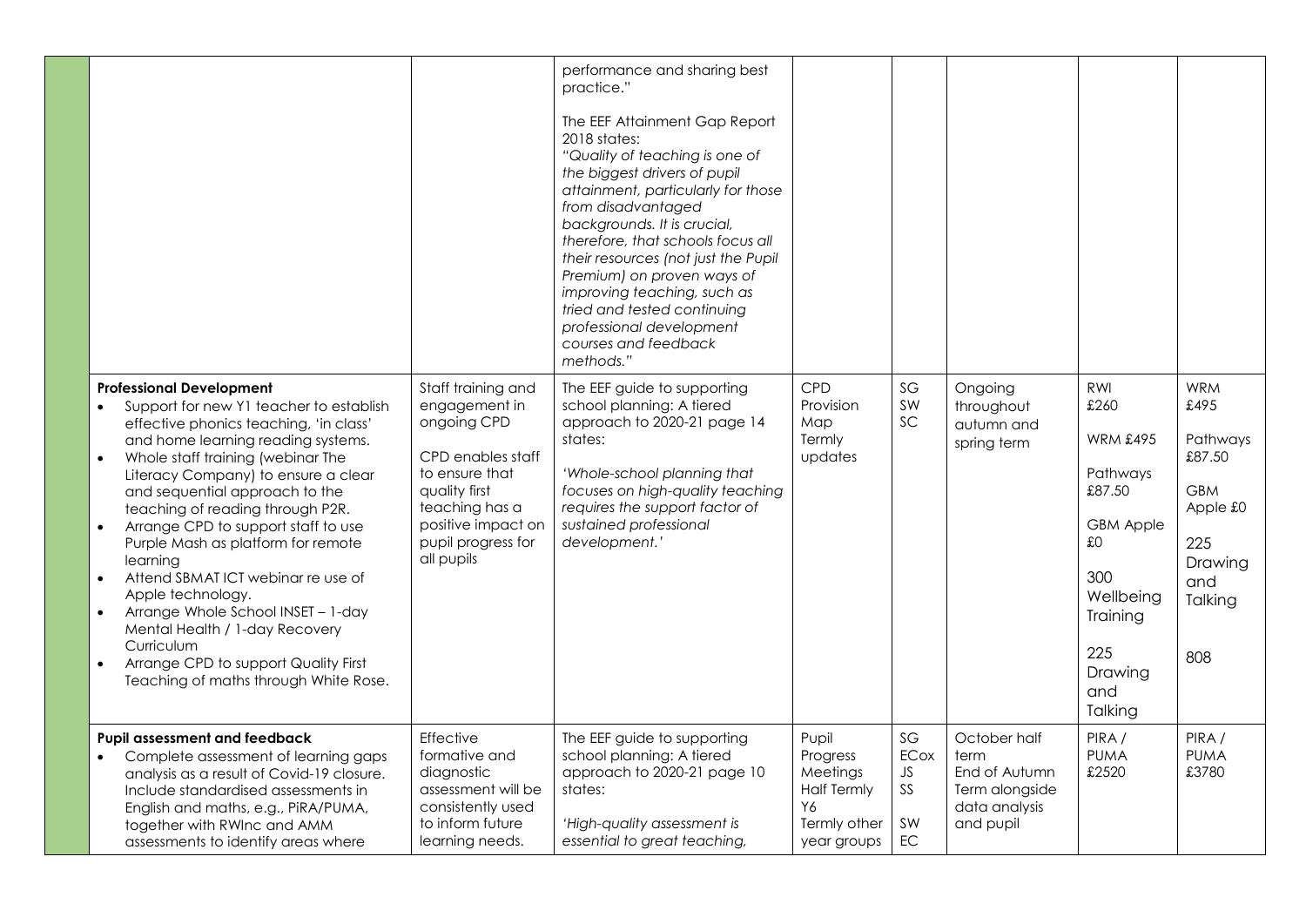| | | | | | | | |
|---|---|---|---|---|---|---|---|
| | | performance and sharing best practice."<br><br>The EEF Attainment Gap Report 2018 states:<br>*"Quality of teaching is one of the biggest drivers of pupil attainment, particularly for those from disadvantaged backgrounds. It is crucial, therefore, that schools focus all their resources (not just the Pupil Premium) on proven ways of improving teaching, such as tried and tested continuing professional development courses and feedback methods."* | | | | | |
| **Professional Development**<br>• Support for new Y1 teacher to establish effective phonics teaching, 'in class' and home learning reading systems.<br>• Whole staff training (webinar The Literacy Company) to ensure a clear and sequential approach to the teaching of reading through P2R.<br>• Arrange CPD to support staff to use Purple Mash as platform for remote learning<br>• Attend SBMAT ICT webinar re use of Apple technology.<br>• Arrange Whole School INSET – 1-day Mental Health / 1-day Recovery Curriculum<br>• Arrange CPD to support Quality First Teaching of maths through White Rose. | Staff training and engagement in ongoing CPD<br><br>CPD enables staff to ensure that quality first teaching has a positive impact on pupil progress for all pupils | The EEF guide to supporting school planning: A tiered approach to 2020-21 page 14 states:<br><br>*'Whole-school planning that focuses on high-quality teaching requires the support factor of sustained professional development.'* | CPD Provision Map<br>Termly updates | SG<br>SW<br>SC | Ongoing throughout autumn and spring term | RWI £260<br><br>WRM £495<br><br>Pathways £87.50<br><br>GBM Apple £0<br><br>300 Wellbeing Training<br><br>225 Drawing and Talking | WRM £495<br><br>Pathways £87.50<br><br>GBM Apple £0<br><br>225 Drawing and Talking<br><br>808 |
| **Pupil assessment and feedback**<br>• Complete assessment of learning gaps analysis as a result of Covid-19 closure. Include standardised assessments in English and maths, e.g., PiRA/PUMA, together with RWInc and AMM assessments to identify areas where | Effective formative and diagnostic assessment will be consistently used to inform future learning needs. | The EEF guide to supporting school planning: A tiered approach to 2020-21 page 10 states:<br><br>*'High-quality assessment is essential to great teaching,* | Pupil Progress Meetings<br>Half Termly Y6<br>Termly other year groups | SG<br>ECox<br>JS<br>SS<br>SW<br>EC | October half term<br>End of Autumn Term alongside data analysis and pupil | PIRA / PUMA £2520 | PIRA / PUMA £3780 |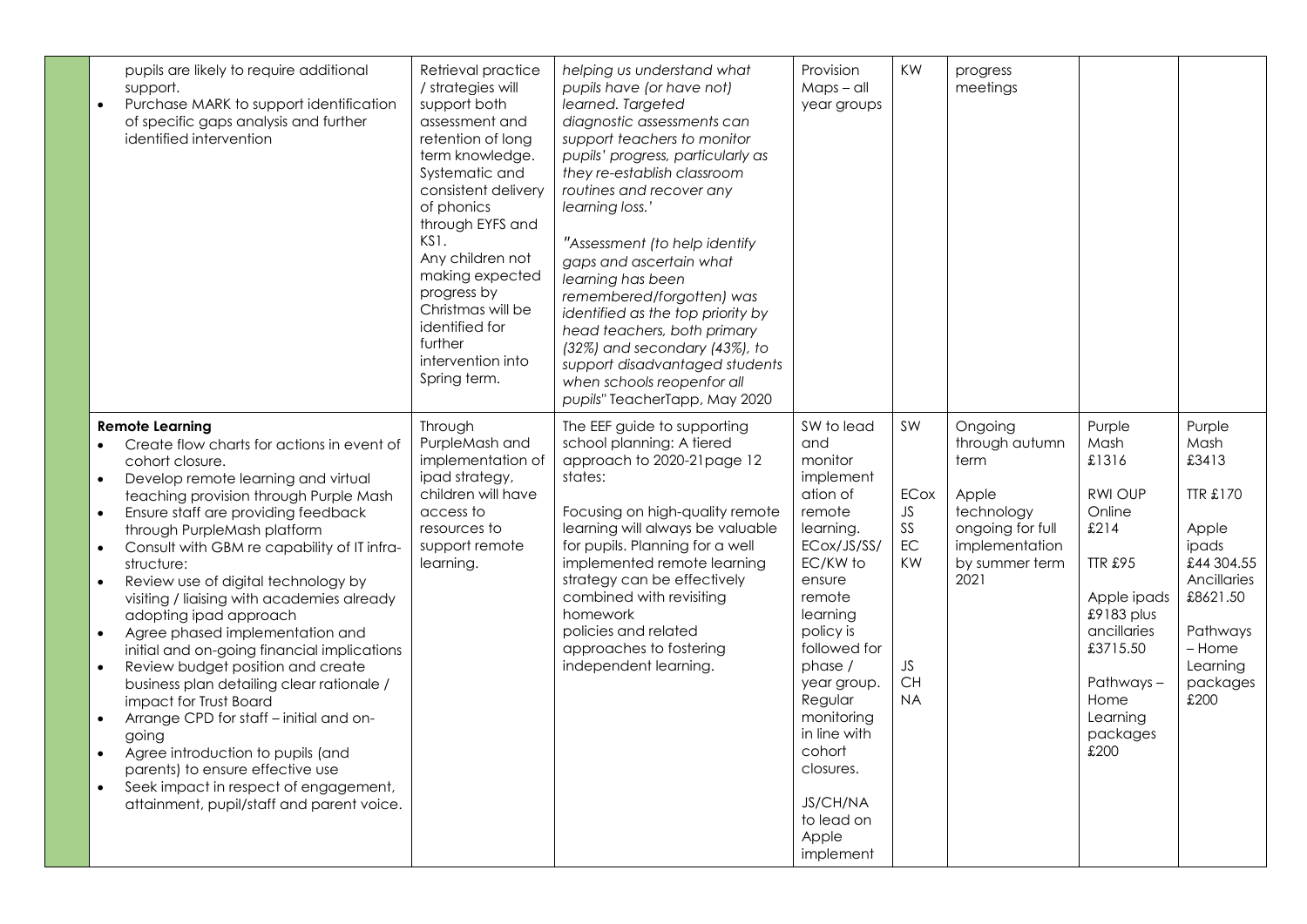| | | | | | | | |
|---|---|---|---|---|---|---|---|
| pupils are likely to require additional support.<br>• Purchase MARK to support identification of specific gaps analysis and further identified intervention | Retrieval practice / strategies will support both assessment and retention of long term knowledge. Systematic and consistent delivery of phonics through EYFS and KS1.<br>Any children not making expected progress by Christmas will be identified for further intervention into Spring term. | *helping us understand what pupils have (or have not) learned. Targeted diagnostic assessments can support teachers to monitor pupils' progress, particularly as they re-establish classroom routines and recover any learning loss.'*<br><br>*"Assessment (to help identify gaps and ascertain what learning has been remembered/forgotten) was identified as the top priority by head teachers, both primary (32%) and secondary (43%), to support disadvantaged students when schools reopenfor all pupils"* TeacherTapp, May 2020 | Provision Maps – all year groups | KW | progress meetings | | |
| **Remote Learning**<br>• Create flow charts for actions in event of cohort closure.<br>• Develop remote learning and virtual teaching provision through Purple Mash<br>• Ensure staff are providing feedback through PurpleMash platform<br>• Consult with GBM re capability of IT infra-structure:<br>• Review use of digital technology by visiting / liaising with academies already adopting ipad approach<br>• Agree phased implementation and initial and on-going financial implications<br>• Review budget position and create business plan detailing clear rationale / impact for Trust Board<br>• Arrange CPD for staff – initial and on-going<br>• Agree introduction to pupils (and parents) to ensure effective use<br>• Seek impact in respect of engagement, attainment, pupil/staff and parent voice. | Through PurpleMash and implementation of ipad strategy, children will have access to resources to support remote learning. | The EEF guide to supporting school planning: A tiered approach to 2020-21page 12 states:<br><br>Focusing on high-quality remote learning will always be valuable for pupils. Planning for a well implemented remote learning strategy can be effectively combined with revisiting homework policies and related approaches to fostering independent learning. | SW to lead and monitor implementation of remote learning. ECox/JS/SS/EC/KW to ensure remote learning policy is followed for phase / year group. Regular monitoring in line with cohort closures.<br><br>JS/CH/NA to lead on Apple implement | SW<br><br>ECox<br>JS<br>SS<br>EC<br>KW<br><br>JS<br>CH<br>NA | Ongoing through autumn term<br><br>Apple technology ongoing for full implementation by summer term 2021 | Purple Mash £1316<br><br>RWI OUP Online £214<br><br>TTR £95<br><br>Apple ipads £9183 plus ancillaries £3715.50<br><br>Pathways – Home Learning packages £200 | Purple Mash £3413<br><br>TTR £170<br><br>Apple ipads £44 304.55 Ancillaries £8621.50<br><br>Pathways – Home Learning packages £200 |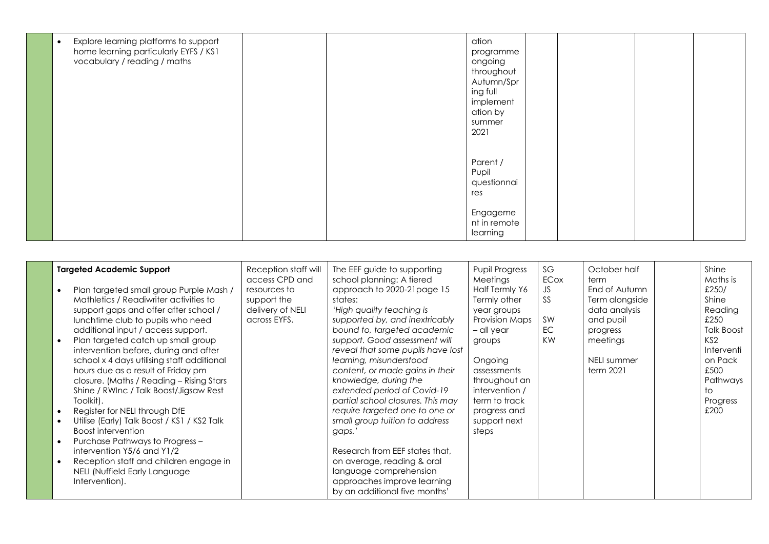| | | | | | | | | |
|---|---|---|---|---|---|---|---|---|
| | • Explore learning platforms to support home learning particularly EYFS / KS1 vocabulary / reading / maths | | | ation programme ongoing throughout Autumn/Spring full implementation by summer 2021<br><br>Parent / Pupil questionnaires<br><br>Engagement in remote learning | | | | |

| | | | | | | | | |
|---|---|---|---|---|---|---|---|---|
| | **Targeted Academic Support**<br><br>• Plan targeted small group Purple Mash / Mathletics / Readiwriter activities to support gaps and offer after school / lunchtime club to pupils who need additional input / access support.<br>• Plan targeted catch up small group intervention before, during and after school x 4 days utilising staff additional hours due as a result of Friday pm closure. (Maths / Reading – Rising Stars Shine / RWInc / Talk Boost/Jigsaw Rest Toolkit).<br>• Register for NELI through DfE<br>• Utilise (Early) Talk Boost / KS1 / KS2 Talk Boost intervention<br>• Purchase Pathways to Progress – intervention Y5/6 and Y1/2<br>• Reception staff and children engage in NELI (Nuffield Early Language Intervention). | Reception staff will access CPD and resources to support the delivery of NELI across EYFS. | The EEF guide to supporting school planning: A tiered approach to 2020-21page 15 states:<br>*'High quality teaching is supported by, and inextricably bound to, targeted academic support. Good assessment will reveal that some pupils have lost learning, misunderstood content, or made gains in their knowledge, during the extended period of Covid-19 partial school closures. This may require targeted one to one or small group tuition to address gaps.'*<br><br>Research from EEF states that, on average, reading & oral language comprehension approaches improve learning by an additional five months' | Pupil Progress Meetings Half Termly Y6 Termly other year groups Provision Maps – all year groups<br><br>Ongoing assessments throughout an intervention / term to track progress and support next steps | SG<br>ECox<br>JS<br>SS<br><br>SW<br>EC<br>KW | October half term<br>End of Autumn Term alongside data analysis and pupil progress meetings<br><br>NELI summer term 2021 | | Shine Maths is £250/<br>Shine Reading £250<br>Talk Boost KS2 Intervention Pack £500<br>Pathways to Progress £200 |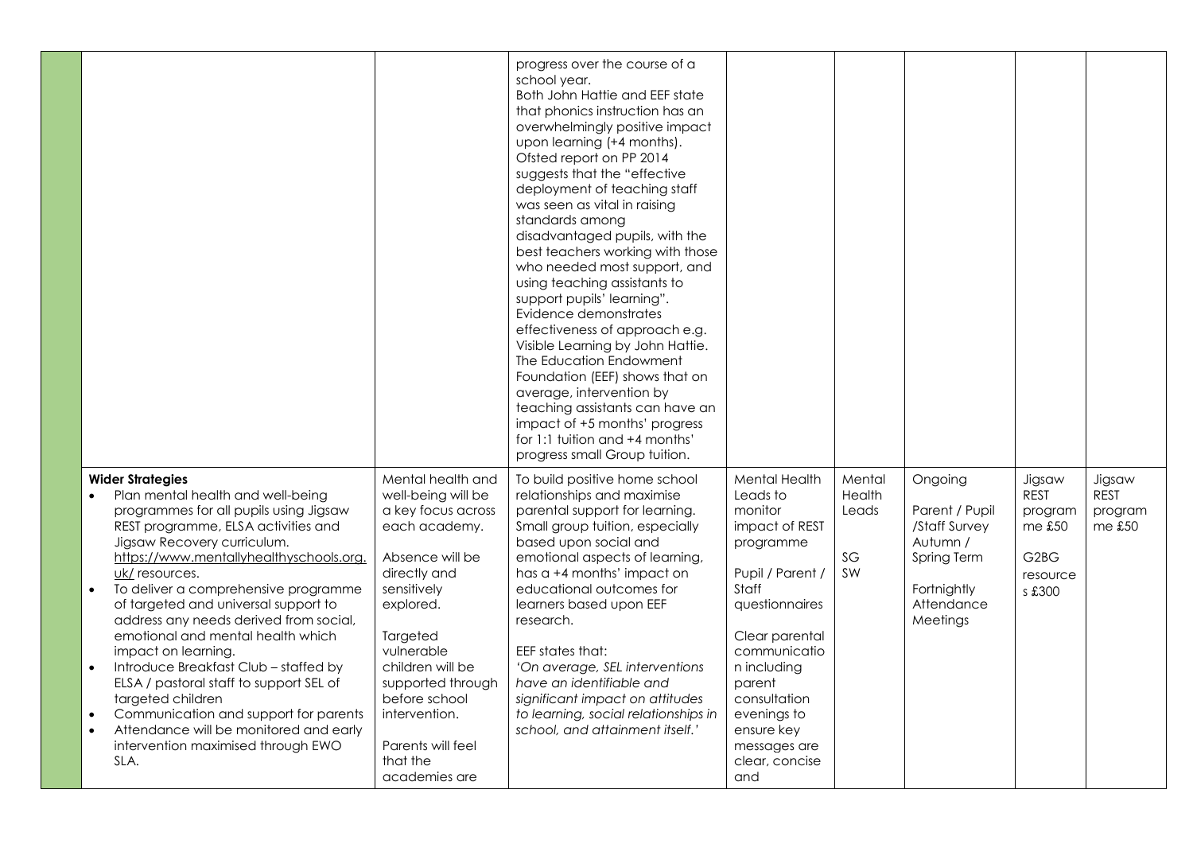| | | | | | | | | |
|---|---|---|---|---|---|---|---|---|
| | | | progress over the course of a school year.<br>Both John Hattie and EEF state that phonics instruction has an overwhelmingly positive impact upon learning (+4 months).<br>Ofsted report on PP 2014 suggests that the "effective deployment of teaching staff was seen as vital in raising standards among disadvantaged pupils, with the best teachers working with those who needed most support, and using teaching assistants to support pupils' learning".<br>Evidence demonstrates effectiveness of approach e.g. Visible Learning by John Hattie.<br>The Education Endowment Foundation (EEF) shows that on average, intervention by teaching assistants can have an impact of +5 months' progress for 1:1 tuition and +4 months' progress small Group tuition. | | | | | |
| | **Wider Strategies**<br>• Plan mental health and well-being programmes for all pupils using Jigsaw REST programme, ELSA activities and Jigsaw Recovery curriculum. https://www.mentallyhealthyschools.org.uk/ resources.<br>• To deliver a comprehensive programme of targeted and universal support to address any needs derived from social, emotional and mental health which impact on learning.<br>• Introduce Breakfast Club – staffed by ELSA / pastoral staff to support SEL of targeted children<br>• Communication and support for parents<br>• Attendance will be monitored and early intervention maximised through EWO SLA. | Mental health and well-being will be a key focus across each academy.<br><br>Absence will be directly and sensitively explored.<br><br>Targeted vulnerable children will be supported through before school intervention.<br><br>Parents will feel that the academies are | To build positive home school relationships and maximise parental support for learning.<br>Small group tuition, especially based upon social and emotional aspects of learning, has a +4 months' impact on educational outcomes for learners based upon EEF research.<br><br>EEF states that:<br>*'On average, SEL interventions have an identifiable and significant impact on attitudes to learning, social relationships in school, and attainment itself.'* | Mental Health Leads to monitor impact of REST programme<br><br>Pupil / Parent / Staff questionnaires<br><br>Clear parental communication including parent consultation evenings to ensure key messages are clear, concise and | Mental Health Leads<br><br>SG<br>SW | Ongoing<br><br>Parent / Pupil /Staff Survey Autumn / Spring Term<br><br>Fortnightly Attendance Meetings | Jigsaw REST programme £50<br><br>G2BG resources £300 | Jigsaw REST programme £50 |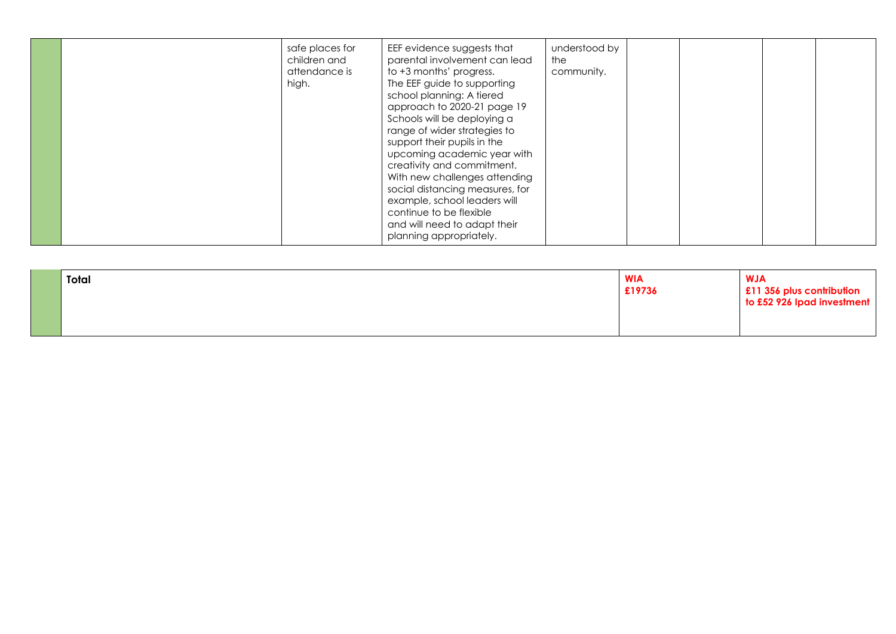| | | | | | | | | |
|---|---|---|---|---|---|---|---|---|
| | | safe places for children and attendance is high. | EEF evidence suggests that parental involvement can lead to +3 months' progress.<br>The EEF guide to supporting school planning: A tiered approach to 2020-21 page 19<br>Schools will be deploying a range of wider strategies to support their pupils in the upcoming academic year with creativity and commitment. With new challenges attending social distancing measures, for example, school leaders will continue to be flexible and will need to adapt their planning appropriately. | understood by the community. | | | | |

| | | | |
|---|---|---|---|
| | **Total** | **WIA**<br>**£19736** | **WJA**<br>**£11 356 plus contribution to £52 926 Ipad investment** |